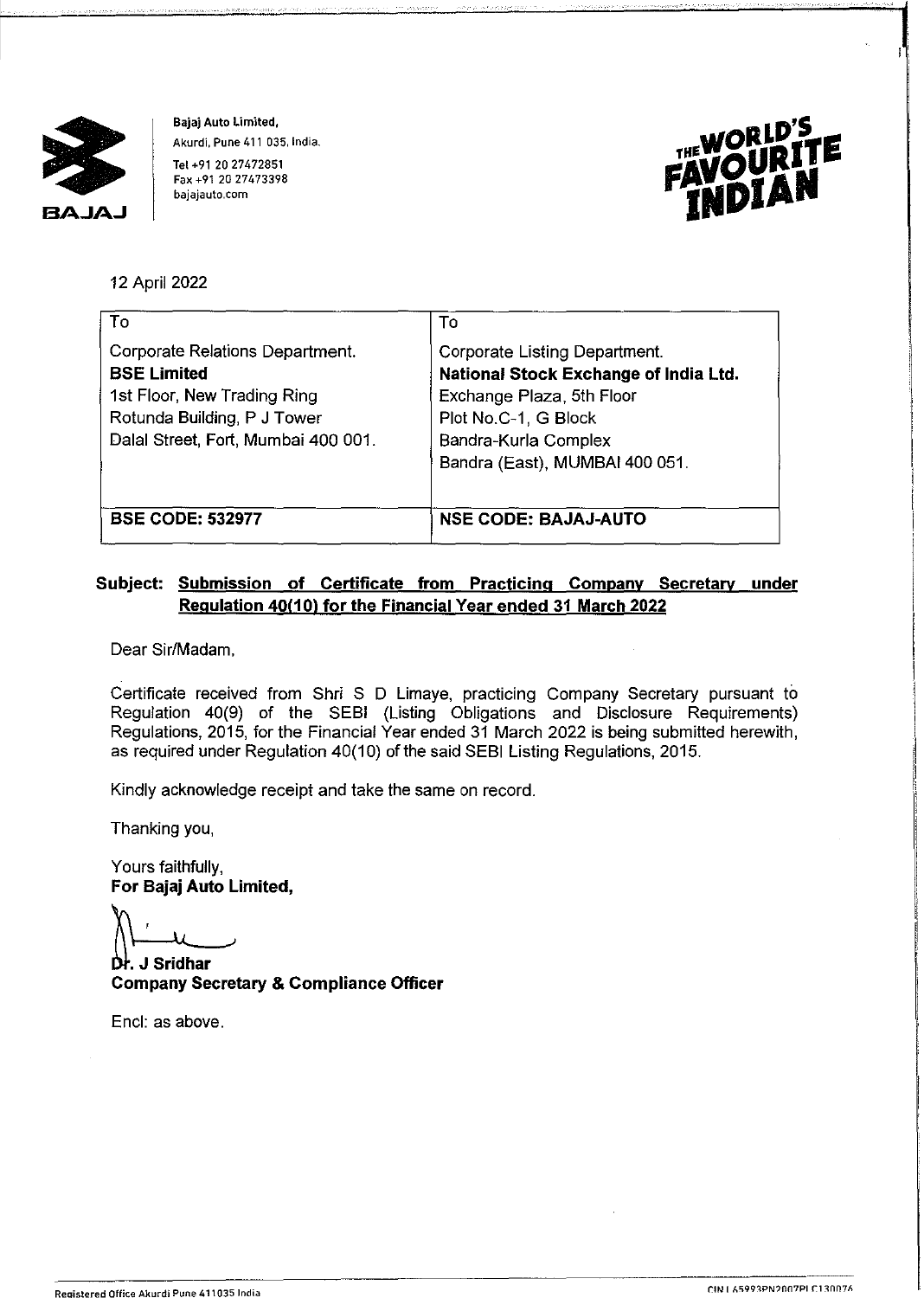**Bajaj Auto Limited,**
Akurdi, Pune 411 035, India.
Tel +91 20 27472851
Fax +91 20 27473398
bajajauto.com

12 April 2022

| To | To |
|---|---|
| Corporate Relations Department.<br>**BSE Limited**<br>1st Floor, New Trading Ring<br>Rotunda Building, P J Tower<br>Dalal Street, Fort, Mumbai 400 001. | Corporate Listing Department.<br>**National Stock Exchange of India Ltd.**<br>Exchange Plaza, 5th Floor<br>Plot No.C-1, G Block<br>Bandra-Kurla Complex<br>Bandra (East), MUMBAI 400 051. |
| **BSE CODE: 532977** | **NSE CODE: BAJAJ-AUTO** |

**Subject: Submission of Certificate from Practicing Company Secretary under Regulation 40(10) for the Financial Year ended 31 March 2022**

Dear Sir/Madam,

Certificate received from Shri S D Limaye, practicing Company Secretary pursuant to Regulation 40(9) of the SEBI (Listing Obligations and Disclosure Requirements) Regulations, 2015, for the Financial Year ended 31 March 2022 is being submitted herewith, as required under Regulation 40(10) of the said SEBI Listing Regulations, 2015.

Kindly acknowledge receipt and take the same on record.

Thanking you,

Yours faithfully,
**For Bajaj Auto Limited,**

**Dr. J Sridhar**
**Company Secretary & Compliance Officer**

Encl: as above.

Registered Office Akurdi Pune 411035 India

CIN L65993PN2007PLC130076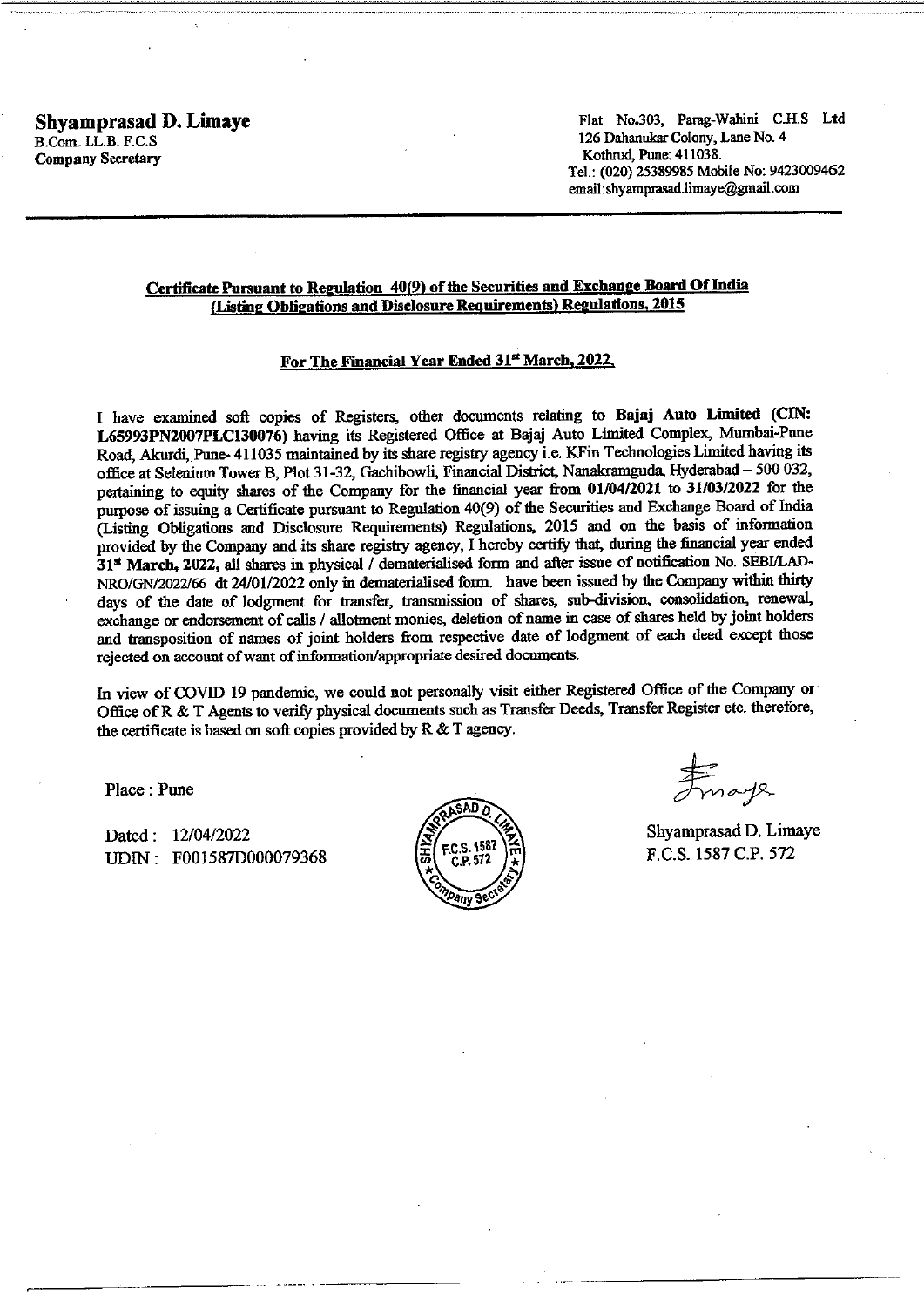**Shyamprasad D. Limaye**
B.Com. LL.B. F.C.S
**Company Secretary**

Flat No.303, Parag-Wahini C.H.S Ltd
126 Dahanukar Colony, Lane No. 4
Kothrud, Pune: 411038.
Tel.: (020) 25389985 Mobile No: 9423009462
email:shyamprasad.limaye@gmail.com

**Certificate Pursuant to Regulation 40(9) of the Securities and Exchange Board Of India (Listing Obligations and Disclosure Requirements) Regulations, 2015**

**For The Financial Year Ended 31st March, 2022.**

I have examined soft copies of Registers, other documents relating to **Bajaj Auto Limited (CIN: L65993PN2007PLC130076)** having its Registered Office at Bajaj Auto Limited Complex, Mumbai-Pune Road, Akurdi, Pune- 411035 maintained by its share registry agency i.e. KFin Technologies Limited having its office at Selenium Tower B, Plot 31-32, Gachibowli, Financial District, Nanakramguda, Hyderabad – 500 032, pertaining to equity shares of the Company for the financial year from **01/04/2021** to **31/03/2022** for the purpose of issuing a Certificate pursuant to Regulation 40(9) of the Securities and Exchange Board of India (Listing Obligations and Disclosure Requirements) Regulations, 2015 and on the basis of information provided by the Company and its share registry agency, I hereby certify that, during the financial year ended **31st March, 2022,** all shares in physical / dematerialised form and after issue of notification No. SEBI/LAD-NRO/GN/2022/66 dt 24/01/2022 only in dematerialised form. have been issued by the Company within thirty days of the date of lodgment for transfer, transmission of shares, sub-division, consolidation, renewal, exchange or endorsement of calls / allotment monies, deletion of name in case of shares held by joint holders and transposition of names of joint holders from respective date of lodgment of each deed except those rejected on account of want of information/appropriate desired documents.

In view of COVID 19 pandemic, we could not personally visit either Registered Office of the Company or Office of R & T Agents to verify physical documents such as Transfer Deeds, Transfer Register etc. therefore, the certificate is based on soft copies provided by R & T agency.

Place : Pune

Dated : 12/04/2022
UDIN : F001587D000079368

SHYAMPRASAD D. LIMAYE
F.C.S. 1587
C.P. 572
Company Secretary

Shyamprasad D. Limaye
F.C.S. 1587 C.P. 572